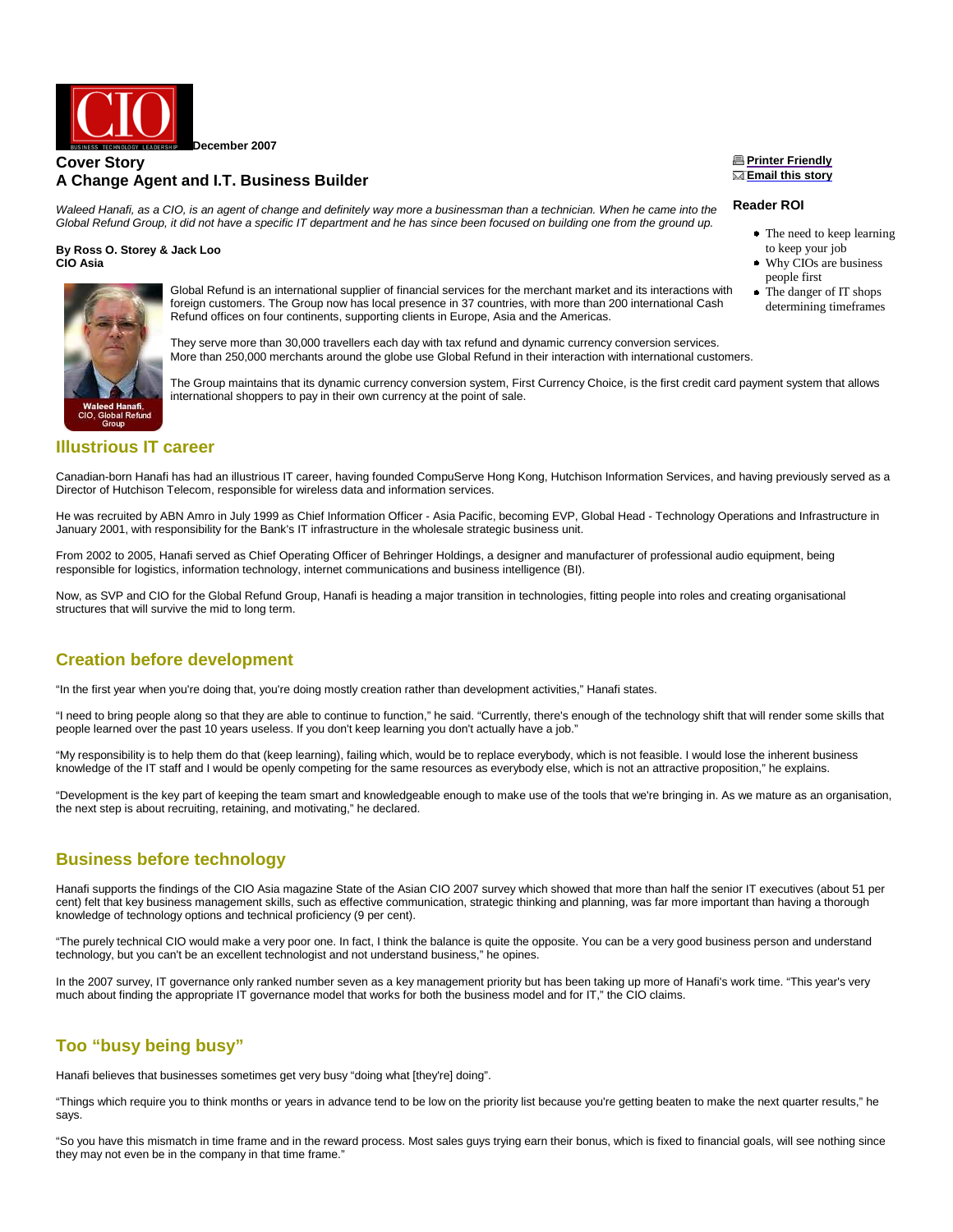December 2007

## Cover Story
## A Change Agent and I.T. Business Builder

*Waleed Hanafi, as a CIO, is an agent of change and definitely way more a businessman than a technician. When he came into the Global Refund Group, it did not have a specific IT department and he has since been focused on building one from the ground up.*

**By Ross O. Storey & Jack Loo**
**CIO Asia**

Printer Friendly
Email this story

**Reader ROI**

- The need to keep learning to keep your job
- Why CIOs are business people first
- The danger of IT shops determining timeframes

Waleed Hanafi, CIO, Global Refund Group

Global Refund is an international supplier of financial services for the merchant market and its interactions with foreign customers. The Group now has local presence in 37 countries, with more than 200 international Cash Refund offices on four continents, supporting clients in Europe, Asia and the Americas.

They serve more than 30,000 travellers each day with tax refund and dynamic currency conversion services. More than 250,000 merchants around the globe use Global Refund in their interaction with international customers.

The Group maintains that its dynamic currency conversion system, First Currency Choice, is the first credit card payment system that allows international shoppers to pay in their own currency at the point of sale.

### Illustrious IT career

Canadian-born Hanafi has had an illustrious IT career, having founded CompuServe Hong Kong, Hutchison Information Services, and having previously served as a Director of Hutchison Telecom, responsible for wireless data and information services.

He was recruited by ABN Amro in July 1999 as Chief Information Officer - Asia Pacific, becoming EVP, Global Head - Technology Operations and Infrastructure in January 2001, with responsibility for the Bank's IT infrastructure in the wholesale strategic business unit.

From 2002 to 2005, Hanafi served as Chief Operating Officer of Behringer Holdings, a designer and manufacturer of professional audio equipment, being responsible for logistics, information technology, internet communications and business intelligence (BI).

Now, as SVP and CIO for the Global Refund Group, Hanafi is heading a major transition in technologies, fitting people into roles and creating organisational structures that will survive the mid to long term.

### Creation before development

"In the first year when you're doing that, you're doing mostly creation rather than development activities," Hanafi states.

"I need to bring people along so that they are able to continue to function," he said. "Currently, there's enough of the technology shift that will render some skills that people learned over the past 10 years useless. If you don't keep learning you don't actually have a job."

"My responsibility is to help them do that (keep learning), failing which, would be to replace everybody, which is not feasible. I would lose the inherent business knowledge of the IT staff and I would be openly competing for the same resources as everybody else, which is not an attractive proposition," he explains.

"Development is the key part of keeping the team smart and knowledgeable enough to make use of the tools that we're bringing in. As we mature as an organisation, the next step is about recruiting, retaining, and motivating," he declared.

### Business before technology

Hanafi supports the findings of the CIO Asia magazine State of the Asian CIO 2007 survey which showed that more than half the senior IT executives (about 51 per cent) felt that key business management skills, such as effective communication, strategic thinking and planning, was far more important than having a thorough knowledge of technology options and technical proficiency (9 per cent).

"The purely technical CIO would make a very poor one. In fact, I think the balance is quite the opposite. You can be a very good business person and understand technology, but you can't be an excellent technologist and not understand business," he opines.

In the 2007 survey, IT governance only ranked number seven as a key management priority but has been taking up more of Hanafi's work time. "This year's very much about finding the appropriate IT governance model that works for both the business model and for IT," the CIO claims.

### Too "busy being busy"

Hanafi believes that businesses sometimes get very busy "doing what [they're] doing".

"Things which require you to think months or years in advance tend to be low on the priority list because you're getting beaten to make the next quarter results," he says.

"So you have this mismatch in time frame and in the reward process. Most sales guys trying earn their bonus, which is fixed to financial goals, will see nothing since they may not even be in the company in that time frame."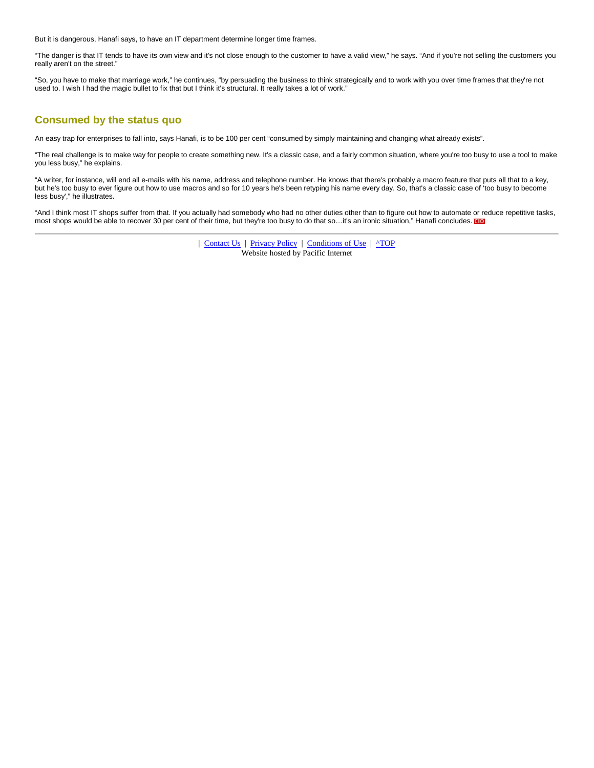But it is dangerous, Hanafi says, to have an IT department determine longer time frames.

“The danger is that IT tends to have its own view and it's not close enough to the customer to have a valid view,” he says. “And if you're not selling the customers you really aren't on the street.”

“So, you have to make that marriage work,” he continues, “by persuading the business to think strategically and to work with you over time frames that they're not used to. I wish I had the magic bullet to fix that but I think it's structural. It really takes a lot of work.”

## Consumed by the status quo

An easy trap for enterprises to fall into, says Hanafi, is to be 100 per cent “consumed by simply maintaining and changing what already exists”.

“The real challenge is to make way for people to create something new. It's a classic case, and a fairly common situation, where you're too busy to use a tool to make you less busy,” he explains.

“A writer, for instance, will end all e-mails with his name, address and telephone number. He knows that there's probably a macro feature that puts all that to a key, but he's too busy to ever figure out how to use macros and so for 10 years he's been retyping his name every day. So, that's a classic case of ‘too busy to become less busy’,” he illustrates.

“And I think most IT shops suffer from that. If you actually had somebody who had no other duties other than to figure out how to automate or reduce repetitive tasks, most shops would be able to recover 30 per cent of their time, but they're too busy to do that so…it's an ironic situation,” Hanafi concludes. CIO

---

| Contact Us | Privacy Policy | Conditions of Use | ^TOP

Website hosted by Pacific Internet